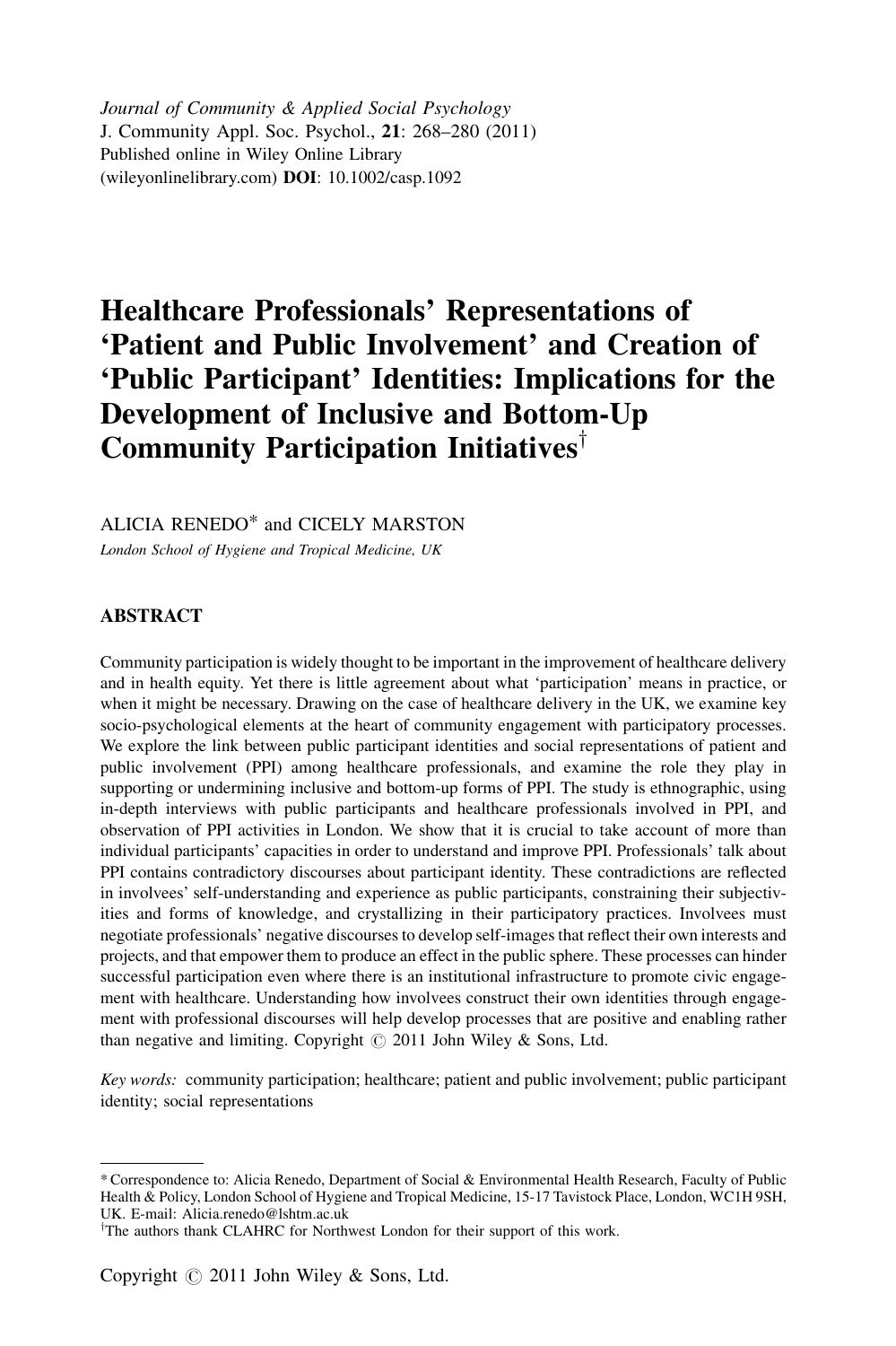*Journal of Community & Applied Social Psychology*
J. Community Appl. Soc. Psychol., **21**: 268–280 (2011)
Published online in Wiley Online Library
(wileyonlinelibrary.com) **DOI**: 10.1002/casp.1092

# Healthcare Professionals' Representations of 'Patient and Public Involvement' and Creation of 'Public Participant' Identities: Implications for the Development of Inclusive and Bottom-Up Community Participation Initiatives[†]

ALICIA RENEDO* and CICELY MARSTON

*London School of Hygiene and Tropical Medicine, UK*

## ABSTRACT

Community participation is widely thought to be important in the improvement of healthcare delivery and in health equity. Yet there is little agreement about what 'participation' means in practice, or when it might be necessary. Drawing on the case of healthcare delivery in the UK, we examine key socio-psychological elements at the heart of community engagement with participatory processes. We explore the link between public participant identities and social representations of patient and public involvement (PPI) among healthcare professionals, and examine the role they play in supporting or undermining inclusive and bottom-up forms of PPI. The study is ethnographic, using in-depth interviews with public participants and healthcare professionals involved in PPI, and observation of PPI activities in London. We show that it is crucial to take account of more than individual participants' capacities in order to understand and improve PPI. Professionals' talk about PPI contains contradictory discourses about participant identity. These contradictions are reflected in involvees' self-understanding and experience as public participants, constraining their subjectivities and forms of knowledge, and crystallizing in their participatory practices. Involvees must negotiate professionals' negative discourses to develop self-images that reflect their own interests and projects, and that empower them to produce an effect in the public sphere. These processes can hinder successful participation even where there is an institutional infrastructure to promote civic engagement with healthcare. Understanding how involvees construct their own identities through engagement with professional discourses will help develop processes that are positive and enabling rather than negative and limiting. Copyright © 2011 John Wiley & Sons, Ltd.

*Key words:* community participation; healthcare; patient and public involvement; public participant identity; social representations

---

* Correspondence to: Alicia Renedo, Department of Social & Environmental Health Research, Faculty of Public Health & Policy, London School of Hygiene and Tropical Medicine, 15-17 Tavistock Place, London, WC1H 9SH, UK. E-mail: Alicia.renedo@lshtm.ac.uk

[†]The authors thank CLAHRC for Northwest London for their support of this work.

Copyright © 2011 John Wiley & Sons, Ltd.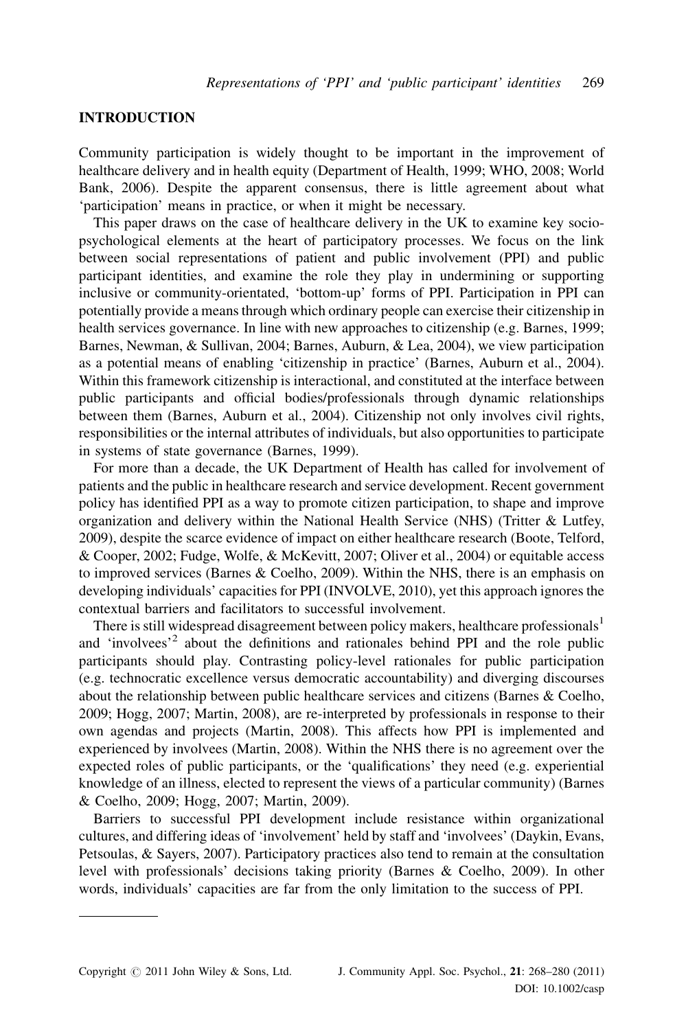## INTRODUCTION

Community participation is widely thought to be important in the improvement of healthcare delivery and in health equity (Department of Health, 1999; WHO, 2008; World Bank, 2006). Despite the apparent consensus, there is little agreement about what 'participation' means in practice, or when it might be necessary.

This paper draws on the case of healthcare delivery in the UK to examine key socio-psychological elements at the heart of participatory processes. We focus on the link between social representations of patient and public involvement (PPI) and public participant identities, and examine the role they play in undermining or supporting inclusive or community-orientated, 'bottom-up' forms of PPI. Participation in PPI can potentially provide a means through which ordinary people can exercise their citizenship in health services governance. In line with new approaches to citizenship (e.g. Barnes, 1999; Barnes, Newman, & Sullivan, 2004; Barnes, Auburn, & Lea, 2004), we view participation as a potential means of enabling 'citizenship in practice' (Barnes, Auburn et al., 2004). Within this framework citizenship is interactional, and constituted at the interface between public participants and official bodies/professionals through dynamic relationships between them (Barnes, Auburn et al., 2004). Citizenship not only involves civil rights, responsibilities or the internal attributes of individuals, but also opportunities to participate in systems of state governance (Barnes, 1999).

For more than a decade, the UK Department of Health has called for involvement of patients and the public in healthcare research and service development. Recent government policy has identified PPI as a way to promote citizen participation, to shape and improve organization and delivery within the National Health Service (NHS) (Tritter & Lutfey, 2009), despite the scarce evidence of impact on either healthcare research (Boote, Telford, & Cooper, 2002; Fudge, Wolfe, & McKevitt, 2007; Oliver et al., 2004) or equitable access to improved services (Barnes & Coelho, 2009). Within the NHS, there is an emphasis on developing individuals' capacities for PPI (INVOLVE, 2010), yet this approach ignores the contextual barriers and facilitators to successful involvement.

There is still widespread disagreement between policy makers, healthcare professionals[1] and 'involvees'[2] about the definitions and rationales behind PPI and the role public participants should play. Contrasting policy-level rationales for public participation (e.g. technocratic excellence versus democratic accountability) and diverging discourses about the relationship between public healthcare services and citizens (Barnes & Coelho, 2009; Hogg, 2007; Martin, 2008), are re-interpreted by professionals in response to their own agendas and projects (Martin, 2008). This affects how PPI is implemented and experienced by involvees (Martin, 2008). Within the NHS there is no agreement over the expected roles of public participants, or the 'qualifications' they need (e.g. experiential knowledge of an illness, elected to represent the views of a particular community) (Barnes & Coelho, 2009; Hogg, 2007; Martin, 2009).

Barriers to successful PPI development include resistance within organizational cultures, and differing ideas of 'involvement' held by staff and 'involvees' (Daykin, Evans, Petsoulas, & Sayers, 2007). Participatory practices also tend to remain at the consultation level with professionals' decisions taking priority (Barnes & Coelho, 2009). In other words, individuals' capacities are far from the only limitation to the success of PPI.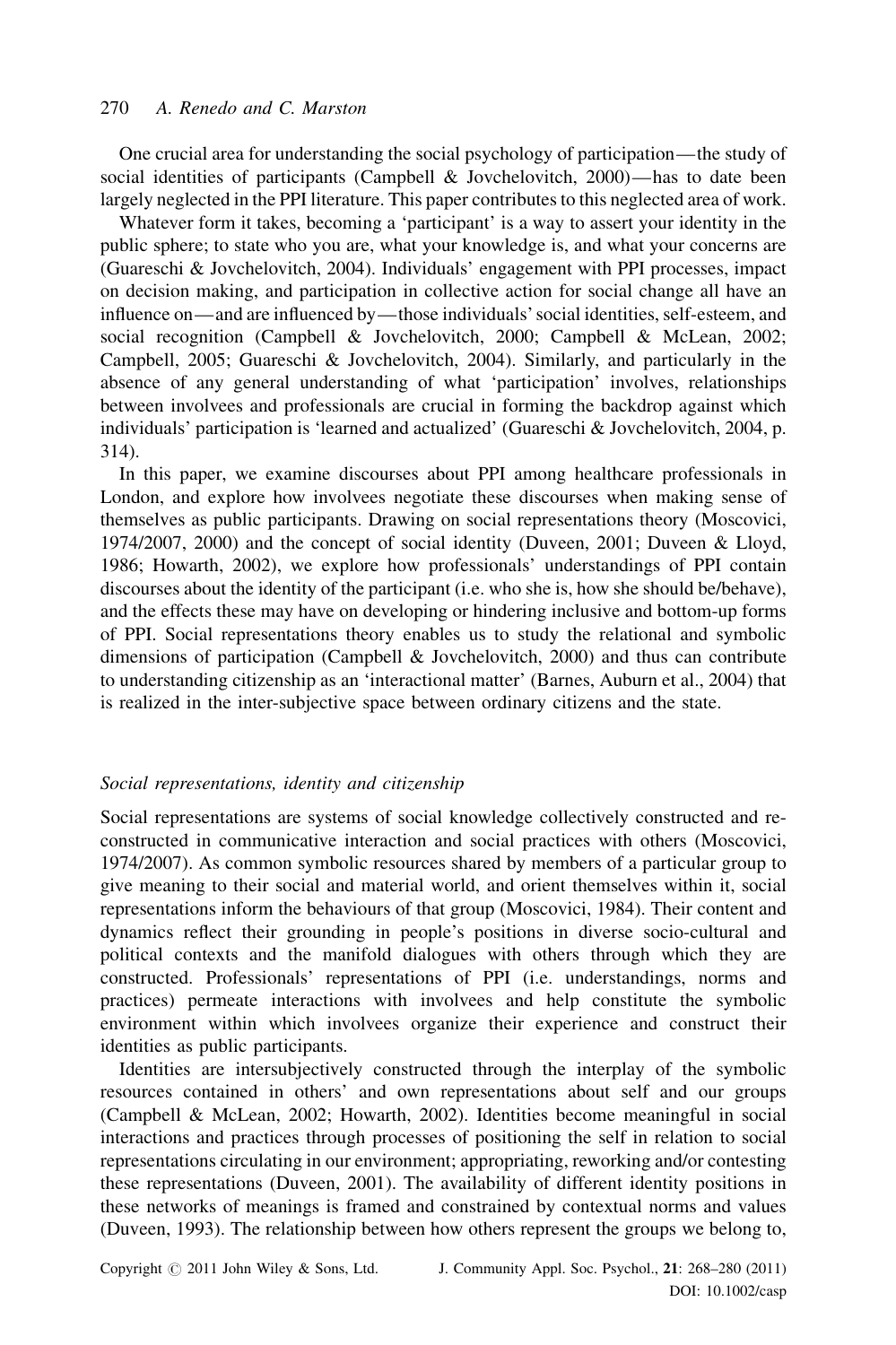One crucial area for understanding the social psychology of participation—the study of social identities of participants (Campbell & Jovchelovitch, 2000)—has to date been largely neglected in the PPI literature. This paper contributes to this neglected area of work.

Whatever form it takes, becoming a 'participant' is a way to assert your identity in the public sphere; to state who you are, what your knowledge is, and what your concerns are (Guareschi & Jovchelovitch, 2004). Individuals' engagement with PPI processes, impact on decision making, and participation in collective action for social change all have an influence on—and are influenced by—those individuals' social identities, self-esteem, and social recognition (Campbell & Jovchelovitch, 2000; Campbell & McLean, 2002; Campbell, 2005; Guareschi & Jovchelovitch, 2004). Similarly, and particularly in the absence of any general understanding of what 'participation' involves, relationships between involvees and professionals are crucial in forming the backdrop against which individuals' participation is 'learned and actualized' (Guareschi & Jovchelovitch, 2004, p. 314).

In this paper, we examine discourses about PPI among healthcare professionals in London, and explore how involvees negotiate these discourses when making sense of themselves as public participants. Drawing on social representations theory (Moscovici, 1974/2007, 2000) and the concept of social identity (Duveen, 2001; Duveen & Lloyd, 1986; Howarth, 2002), we explore how professionals' understandings of PPI contain discourses about the identity of the participant (i.e. who she is, how she should be/behave), and the effects these may have on developing or hindering inclusive and bottom-up forms of PPI. Social representations theory enables us to study the relational and symbolic dimensions of participation (Campbell & Jovchelovitch, 2000) and thus can contribute to understanding citizenship as an 'interactional matter' (Barnes, Auburn et al., 2004) that is realized in the inter-subjective space between ordinary citizens and the state.

### *Social representations, identity and citizenship*

Social representations are systems of social knowledge collectively constructed and re-constructed in communicative interaction and social practices with others (Moscovici, 1974/2007). As common symbolic resources shared by members of a particular group to give meaning to their social and material world, and orient themselves within it, social representations inform the behaviours of that group (Moscovici, 1984). Their content and dynamics reflect their grounding in people's positions in diverse socio-cultural and political contexts and the manifold dialogues with others through which they are constructed. Professionals' representations of PPI (i.e. understandings, norms and practices) permeate interactions with involvees and help constitute the symbolic environment within which involvees organize their experience and construct their identities as public participants.

Identities are intersubjectively constructed through the interplay of the symbolic resources contained in others' and own representations about self and our groups (Campbell & McLean, 2002; Howarth, 2002). Identities become meaningful in social interactions and practices through processes of positioning the self in relation to social representations circulating in our environment; appropriating, reworking and/or contesting these representations (Duveen, 2001). The availability of different identity positions in these networks of meanings is framed and constrained by contextual norms and values (Duveen, 1993). The relationship between how others represent the groups we belong to,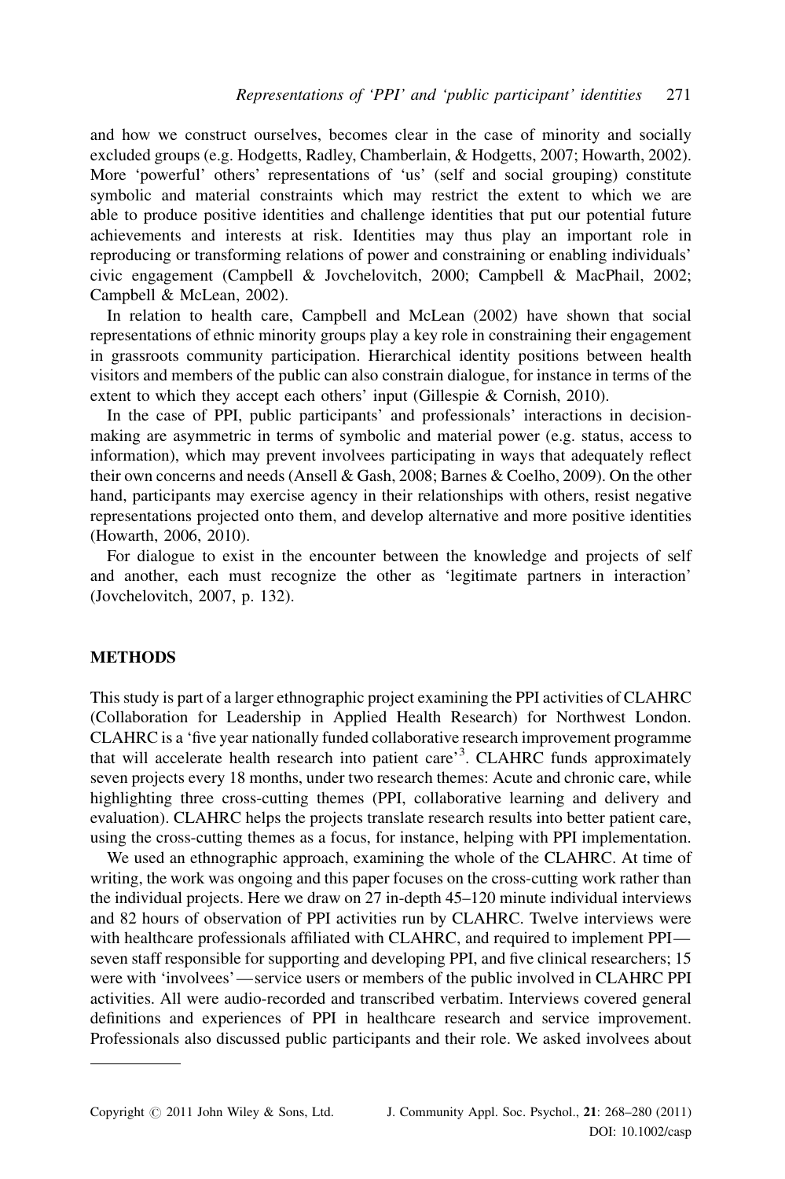and how we construct ourselves, becomes clear in the case of minority and socially excluded groups (e.g. Hodgetts, Radley, Chamberlain, & Hodgetts, 2007; Howarth, 2002). More 'powerful' others' representations of 'us' (self and social grouping) constitute symbolic and material constraints which may restrict the extent to which we are able to produce positive identities and challenge identities that put our potential future achievements and interests at risk. Identities may thus play an important role in reproducing or transforming relations of power and constraining or enabling individuals' civic engagement (Campbell & Jovchelovitch, 2000; Campbell & MacPhail, 2002; Campbell & McLean, 2002).

In relation to health care, Campbell and McLean (2002) have shown that social representations of ethnic minority groups play a key role in constraining their engagement in grassroots community participation. Hierarchical identity positions between health visitors and members of the public can also constrain dialogue, for instance in terms of the extent to which they accept each others' input (Gillespie & Cornish, 2010).

In the case of PPI, public participants' and professionals' interactions in decision-making are asymmetric in terms of symbolic and material power (e.g. status, access to information), which may prevent involvees participating in ways that adequately reflect their own concerns and needs (Ansell & Gash, 2008; Barnes & Coelho, 2009). On the other hand, participants may exercise agency in their relationships with others, resist negative representations projected onto them, and develop alternative and more positive identities (Howarth, 2006, 2010).

For dialogue to exist in the encounter between the knowledge and projects of self and another, each must recognize the other as 'legitimate partners in interaction' (Jovchelovitch, 2007, p. 132).

## METHODS

This study is part of a larger ethnographic project examining the PPI activities of CLAHRC (Collaboration for Leadership in Applied Health Research) for Northwest London. CLAHRC is a 'five year nationally funded collaborative research improvement programme that will accelerate health research into patient care'[3]. CLAHRC funds approximately seven projects every 18 months, under two research themes: Acute and chronic care, while highlighting three cross-cutting themes (PPI, collaborative learning and delivery and evaluation). CLAHRC helps the projects translate research results into better patient care, using the cross-cutting themes as a focus, for instance, helping with PPI implementation.

We used an ethnographic approach, examining the whole of the CLAHRC. At time of writing, the work was ongoing and this paper focuses on the cross-cutting work rather than the individual projects. Here we draw on 27 in-depth 45–120 minute individual interviews and 82 hours of observation of PPI activities run by CLAHRC. Twelve interviews were with healthcare professionals affiliated with CLAHRC, and required to implement PPI—seven staff responsible for supporting and developing PPI, and five clinical researchers; 15 were with 'involvees'—service users or members of the public involved in CLAHRC PPI activities. All were audio-recorded and transcribed verbatim. Interviews covered general definitions and experiences of PPI in healthcare research and service improvement. Professionals also discussed public participants and their role. We asked involvees about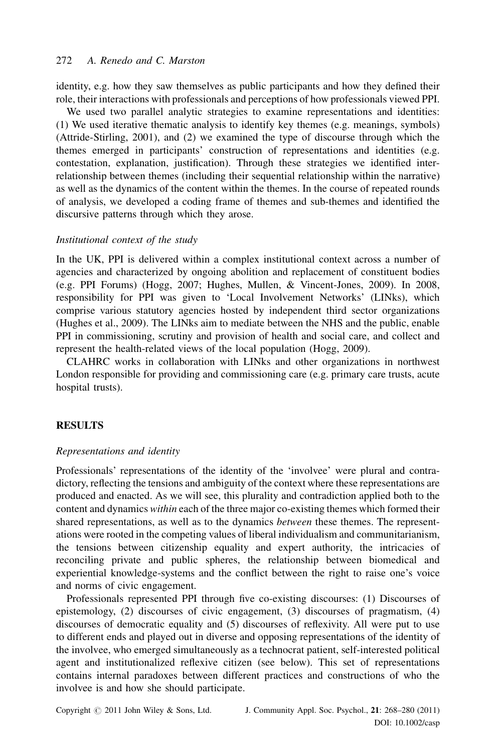identity, e.g. how they saw themselves as public participants and how they defined their role, their interactions with professionals and perceptions of how professionals viewed PPI.

We used two parallel analytic strategies to examine representations and identities: (1) We used iterative thematic analysis to identify key themes (e.g. meanings, symbols) (Attride-Stirling, 2001), and (2) we examined the type of discourse through which the themes emerged in participants' construction of representations and identities (e.g. contestation, explanation, justification). Through these strategies we identified inter-relationship between themes (including their sequential relationship within the narrative) as well as the dynamics of the content within the themes. In the course of repeated rounds of analysis, we developed a coding frame of themes and sub-themes and identified the discursive patterns through which they arose.

### *Institutional context of the study*

In the UK, PPI is delivered within a complex institutional context across a number of agencies and characterized by ongoing abolition and replacement of constituent bodies (e.g. PPI Forums) (Hogg, 2007; Hughes, Mullen, & Vincent-Jones, 2009). In 2008, responsibility for PPI was given to 'Local Involvement Networks' (LINks), which comprise various statutory agencies hosted by independent third sector organizations (Hughes et al., 2009). The LINks aim to mediate between the NHS and the public, enable PPI in commissioning, scrutiny and provision of health and social care, and collect and represent the health-related views of the local population (Hogg, 2009).

CLAHRC works in collaboration with LINks and other organizations in northwest London responsible for providing and commissioning care (e.g. primary care trusts, acute hospital trusts).

## RESULTS

### *Representations and identity*

Professionals' representations of the identity of the 'involvee' were plural and contradictory, reflecting the tensions and ambiguity of the context where these representations are produced and enacted. As we will see, this plurality and contradiction applied both to the content and dynamics *within* each of the three major co-existing themes which formed their shared representations, as well as to the dynamics *between* these themes. The representations were rooted in the competing values of liberal individualism and communitarianism, the tensions between citizenship equality and expert authority, the intricacies of reconciling private and public spheres, the relationship between biomedical and experiential knowledge-systems and the conflict between the right to raise one's voice and norms of civic engagement.

Professionals represented PPI through five co-existing discourses: (1) Discourses of epistemology, (2) discourses of civic engagement, (3) discourses of pragmatism, (4) discourses of democratic equality and (5) discourses of reflexivity. All were put to use to different ends and played out in diverse and opposing representations of the identity of the involvee, who emerged simultaneously as a technocrat patient, self-interested political agent and institutionalized reflexive citizen (see below). This set of representations contains internal paradoxes between different practices and constructions of who the involvee is and how she should participate.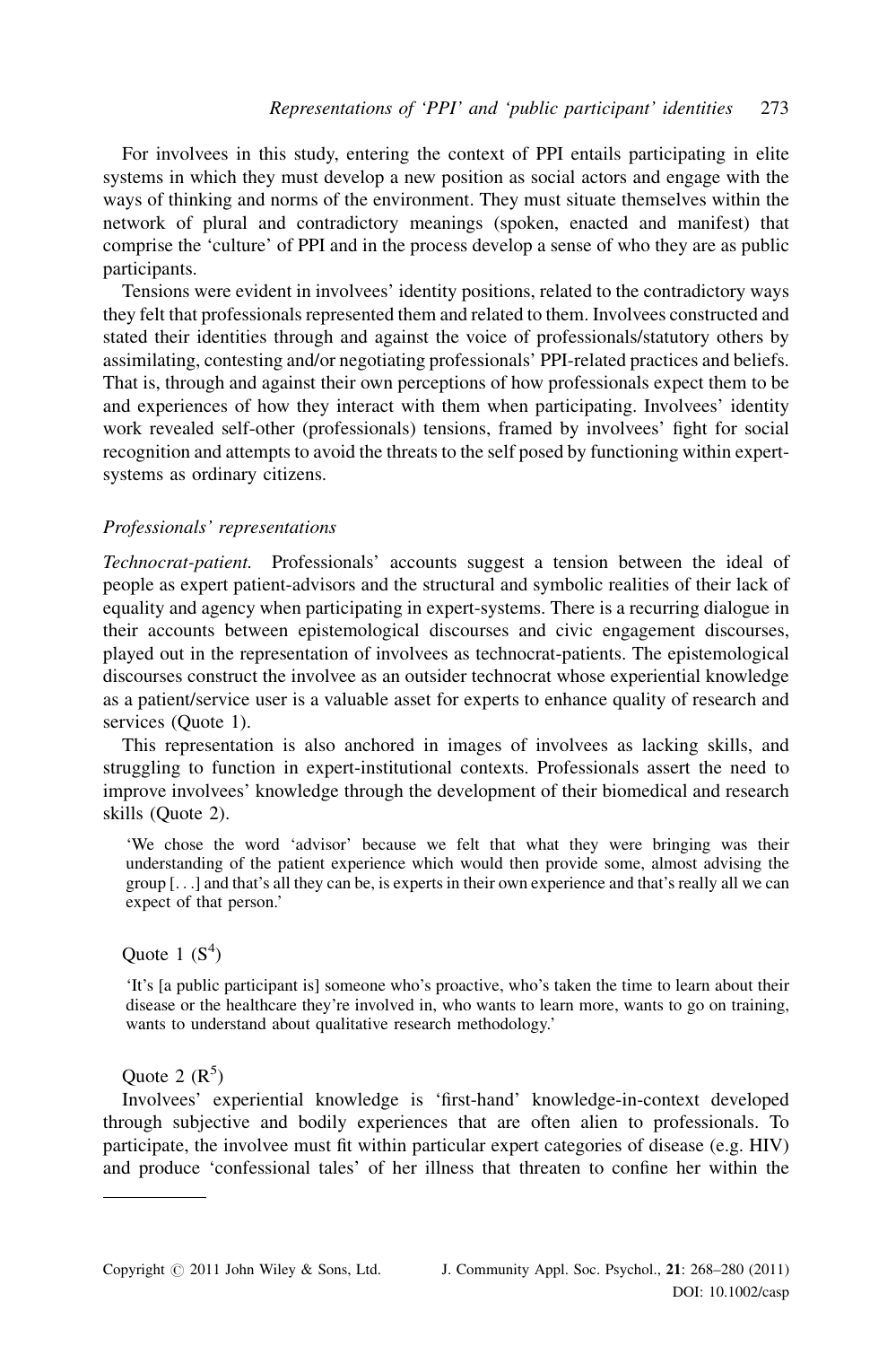For involvees in this study, entering the context of PPI entails participating in elite systems in which they must develop a new position as social actors and engage with the ways of thinking and norms of the environment. They must situate themselves within the network of plural and contradictory meanings (spoken, enacted and manifest) that comprise the 'culture' of PPI and in the process develop a sense of who they are as public participants.

Tensions were evident in involvees' identity positions, related to the contradictory ways they felt that professionals represented them and related to them. Involvees constructed and stated their identities through and against the voice of professionals/statutory others by assimilating, contesting and/or negotiating professionals' PPI-related practices and beliefs. That is, through and against their own perceptions of how professionals expect them to be and experiences of how they interact with them when participating. Involvees' identity work revealed self-other (professionals) tensions, framed by involvees' fight for social recognition and attempts to avoid the threats to the self posed by functioning within expert-systems as ordinary citizens.

### *Professionals' representations*

*Technocrat-patient.* Professionals' accounts suggest a tension between the ideal of people as expert patient-advisors and the structural and symbolic realities of their lack of equality and agency when participating in expert-systems. There is a recurring dialogue in their accounts between epistemological discourses and civic engagement discourses, played out in the representation of involvees as technocrat-patients. The epistemological discourses construct the involvee as an outsider technocrat whose experiential knowledge as a patient/service user is a valuable asset for experts to enhance quality of research and services (Quote 1).

This representation is also anchored in images of involvees as lacking skills, and struggling to function in expert-institutional contexts. Professionals assert the need to improve involvees' knowledge through the development of their biomedical and research skills (Quote 2).

> 'We chose the word 'advisor' because we felt that what they were bringing was their understanding of the patient experience which would then provide some, almost advising the group [. . .] and that's all they can be, is experts in their own experience and that's really all we can expect of that person.'

Quote 1 ($S^4$)

> 'It's [a public participant is] someone who's proactive, who's taken the time to learn about their disease or the healthcare they're involved in, who wants to learn more, wants to go on training, wants to understand about qualitative research methodology.'

Quote 2 ($R^5$)

Involvees' experiential knowledge is 'first-hand' knowledge-in-context developed through subjective and bodily experiences that are often alien to professionals. To participate, the involvee must fit within particular expert categories of disease (e.g. HIV) and produce 'confessional tales' of her illness that threaten to confine her within the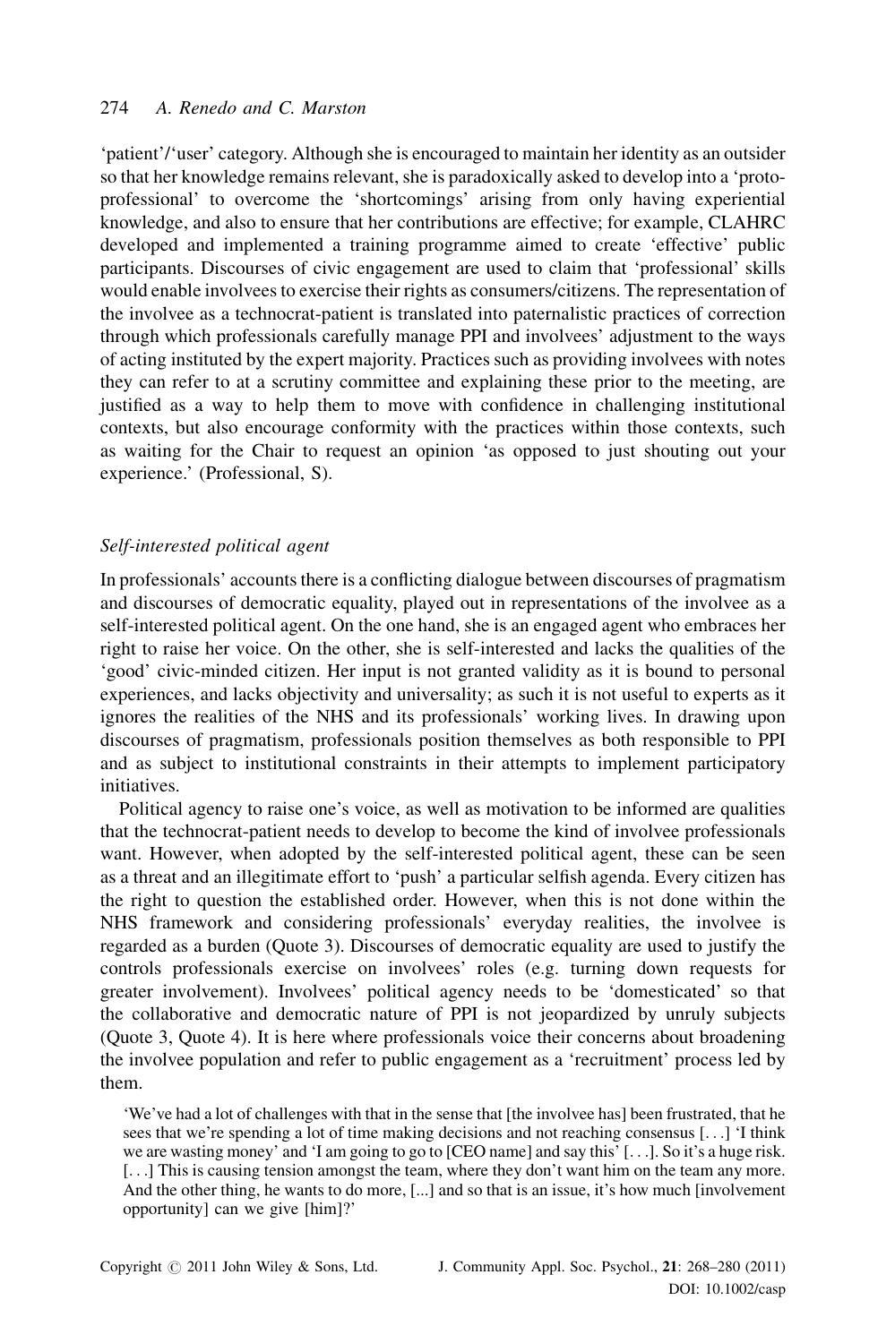'patient'/'user' category. Although she is encouraged to maintain her identity as an outsider so that her knowledge remains relevant, she is paradoxically asked to develop into a 'proto-professional' to overcome the 'shortcomings' arising from only having experiential knowledge, and also to ensure that her contributions are effective; for example, CLAHRC developed and implemented a training programme aimed to create 'effective' public participants. Discourses of civic engagement are used to claim that 'professional' skills would enable involvees to exercise their rights as consumers/citizens. The representation of the involvee as a technocrat-patient is translated into paternalistic practices of correction through which professionals carefully manage PPI and involvees' adjustment to the ways of acting instituted by the expert majority. Practices such as providing involvees with notes they can refer to at a scrutiny committee and explaining these prior to the meeting, are justified as a way to help them to move with confidence in challenging institutional contexts, but also encourage conformity with the practices within those contexts, such as waiting for the Chair to request an opinion 'as opposed to just shouting out your experience.' (Professional, S).

### *Self-interested political agent*

In professionals' accounts there is a conflicting dialogue between discourses of pragmatism and discourses of democratic equality, played out in representations of the involvee as a self-interested political agent. On the one hand, she is an engaged agent who embraces her right to raise her voice. On the other, she is self-interested and lacks the qualities of the 'good' civic-minded citizen. Her input is not granted validity as it is bound to personal experiences, and lacks objectivity and universality; as such it is not useful to experts as it ignores the realities of the NHS and its professionals' working lives. In drawing upon discourses of pragmatism, professionals position themselves as both responsible to PPI and as subject to institutional constraints in their attempts to implement participatory initiatives.

Political agency to raise one's voice, as well as motivation to be informed are qualities that the technocrat-patient needs to develop to become the kind of involvee professionals want. However, when adopted by the self-interested political agent, these can be seen as a threat and an illegitimate effort to 'push' a particular selfish agenda. Every citizen has the right to question the established order. However, when this is not done within the NHS framework and considering professionals' everyday realities, the involvee is regarded as a burden (Quote 3). Discourses of democratic equality are used to justify the controls professionals exercise on involvees' roles (e.g. turning down requests for greater involvement). Involvees' political agency needs to be 'domesticated' so that the collaborative and democratic nature of PPI is not jeopardized by unruly subjects (Quote 3, Quote 4). It is here where professionals voice their concerns about broadening the involvee population and refer to public engagement as a 'recruitment' process led by them.

> 'We've had a lot of challenges with that in the sense that [the involvee has] been frustrated, that he sees that we're spending a lot of time making decisions and not reaching consensus [. . .] 'I think we are wasting money' and 'I am going to go to [CEO name] and say this' [. . .]. So it's a huge risk. [. . .] This is causing tension amongst the team, where they don't want him on the team any more. And the other thing, he wants to do more, [...] and so that is an issue, it's how much [involvement opportunity] can we give [him]?'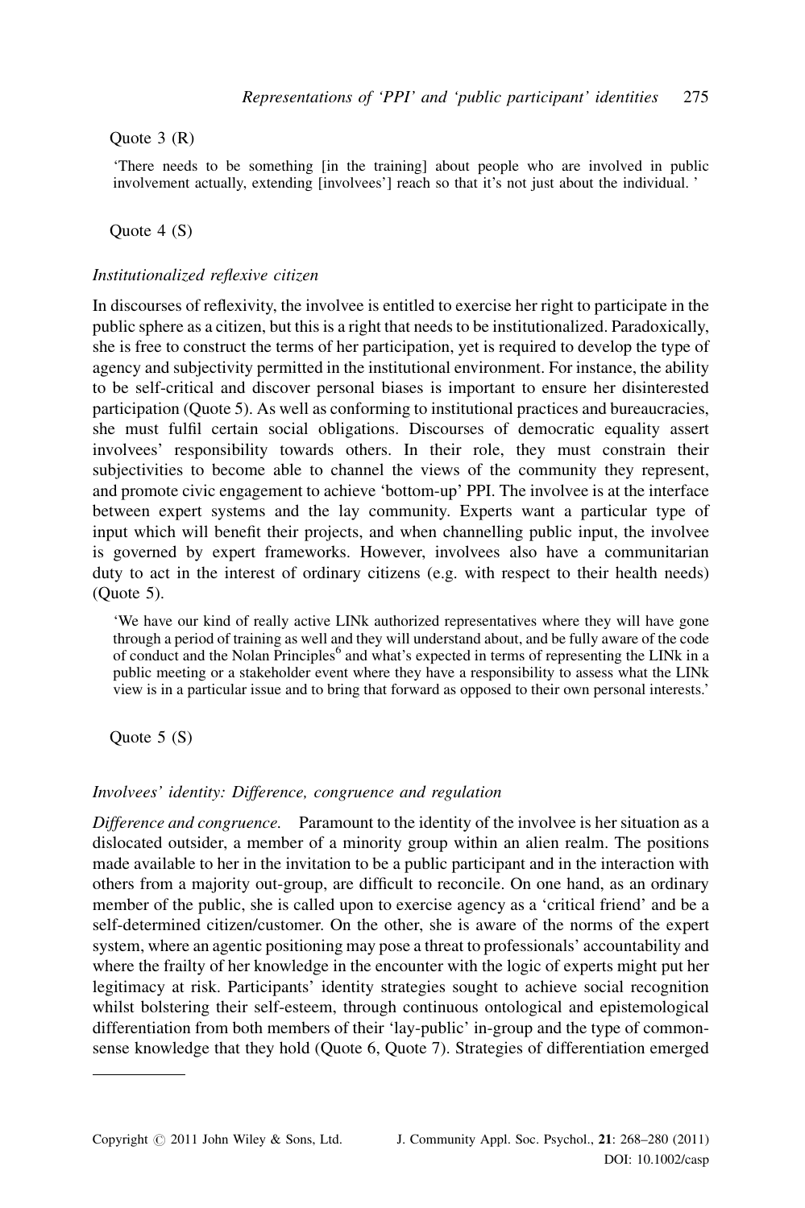Quote 3 (R)

> 'There needs to be something [in the training] about people who are involved in public involvement actually, extending [involvees'] reach so that it's not just about the individual. '

Quote 4 (S)

### *Institutionalized reflexive citizen*

In discourses of reflexivity, the involvee is entitled to exercise her right to participate in the public sphere as a citizen, but this is a right that needs to be institutionalized. Paradoxically, she is free to construct the terms of her participation, yet is required to develop the type of agency and subjectivity permitted in the institutional environment. For instance, the ability to be self-critical and discover personal biases is important to ensure her disinterested participation (Quote 5). As well as conforming to institutional practices and bureaucracies, she must fulfil certain social obligations. Discourses of democratic equality assert involvees' responsibility towards others. In their role, they must constrain their subjectivities to become able to channel the views of the community they represent, and promote civic engagement to achieve 'bottom-up' PPI. The involvee is at the interface between expert systems and the lay community. Experts want a particular type of input which will benefit their projects, and when channelling public input, the involvee is governed by expert frameworks. However, involvees also have a communitarian duty to act in the interest of ordinary citizens (e.g. with respect to their health needs) (Quote 5).

> 'We have our kind of really active LINk authorized representatives where they will have gone through a period of training as well and they will understand about, and be fully aware of the code of conduct and the Nolan Principles[6] and what's expected in terms of representing the LINk in a public meeting or a stakeholder event where they have a responsibility to assess what the LINk view is in a particular issue and to bring that forward as opposed to their own personal interests.'

Quote 5 (S)

### *Involvees' identity: Difference, congruence and regulation*

*Difference and congruence.* Paramount to the identity of the involvee is her situation as a dislocated outsider, a member of a minority group within an alien realm. The positions made available to her in the invitation to be a public participant and in the interaction with others from a majority out-group, are difficult to reconcile. On one hand, as an ordinary member of the public, she is called upon to exercise agency as a 'critical friend' and be a self-determined citizen/customer. On the other, she is aware of the norms of the expert system, where an agentic positioning may pose a threat to professionals' accountability and where the frailty of her knowledge in the encounter with the logic of experts might put her legitimacy at risk. Participants' identity strategies sought to achieve social recognition whilst bolstering their self-esteem, through continuous ontological and epistemological differentiation from both members of their 'lay-public' in-group and the type of common-sense knowledge that they hold (Quote 6, Quote 7). Strategies of differentiation emerged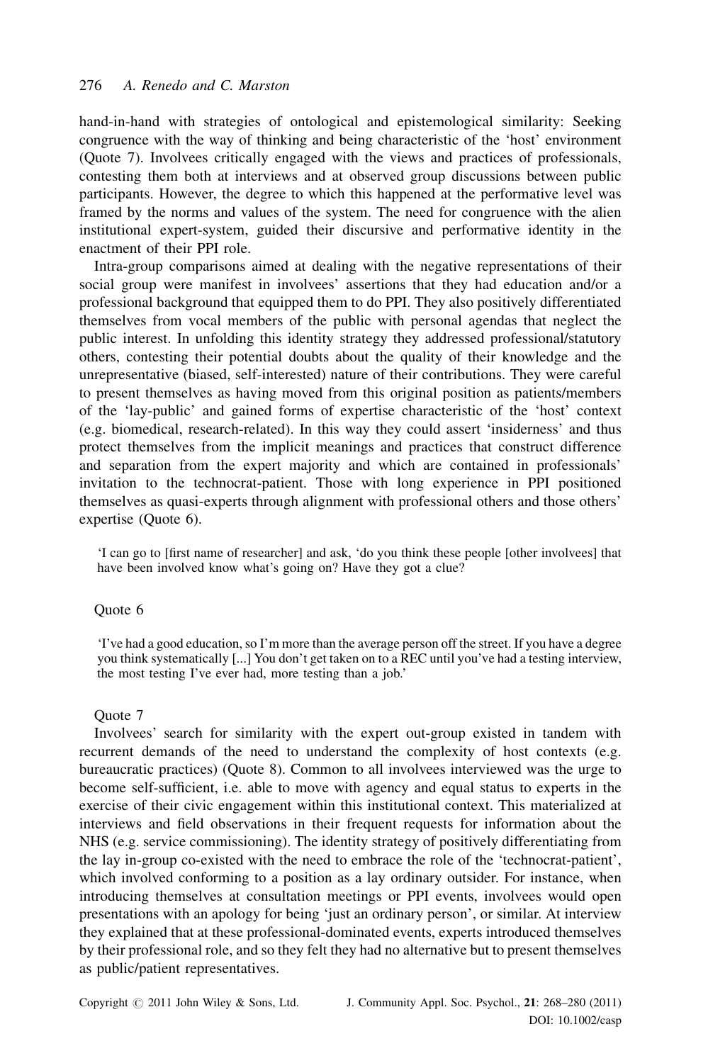hand-in-hand with strategies of ontological and epistemological similarity: Seeking congruence with the way of thinking and being characteristic of the 'host' environment (Quote 7). Involvees critically engaged with the views and practices of professionals, contesting them both at interviews and at observed group discussions between public participants. However, the degree to which this happened at the performative level was framed by the norms and values of the system. The need for congruence with the alien institutional expert-system, guided their discursive and performative identity in the enactment of their PPI role.

Intra-group comparisons aimed at dealing with the negative representations of their social group were manifest in involvees' assertions that they had education and/or a professional background that equipped them to do PPI. They also positively differentiated themselves from vocal members of the public with personal agendas that neglect the public interest. In unfolding this identity strategy they addressed professional/statutory others, contesting their potential doubts about the quality of their knowledge and the unrepresentative (biased, self-interested) nature of their contributions. They were careful to present themselves as having moved from this original position as patients/members of the 'lay-public' and gained forms of expertise characteristic of the 'host' context (e.g. biomedical, research-related). In this way they could assert 'insiderness' and thus protect themselves from the implicit meanings and practices that construct difference and separation from the expert majority and which are contained in professionals' invitation to the technocrat-patient. Those with long experience in PPI positioned themselves as quasi-experts through alignment with professional others and those others' expertise (Quote 6).

> 'I can go to [first name of researcher] and ask, 'do you think these people [other involvees] that have been involved know what's going on? Have they got a clue?

Quote 6

> 'I've had a good education, so I'm more than the average person off the street. If you have a degree you think systematically [...] You don't get taken on to a REC until you've had a testing interview, the most testing I've ever had, more testing than a job.'

Quote 7

Involvees' search for similarity with the expert out-group existed in tandem with recurrent demands of the need to understand the complexity of host contexts (e.g. bureaucratic practices) (Quote 8). Common to all involvees interviewed was the urge to become self-sufficient, i.e. able to move with agency and equal status to experts in the exercise of their civic engagement within this institutional context. This materialized at interviews and field observations in their frequent requests for information about the NHS (e.g. service commissioning). The identity strategy of positively differentiating from the lay in-group co-existed with the need to embrace the role of the 'technocrat-patient', which involved conforming to a position as a lay ordinary outsider. For instance, when introducing themselves at consultation meetings or PPI events, involvees would open presentations with an apology for being 'just an ordinary person', or similar. At interview they explained that at these professional-dominated events, experts introduced themselves by their professional role, and so they felt they had no alternative but to present themselves as public/patient representatives.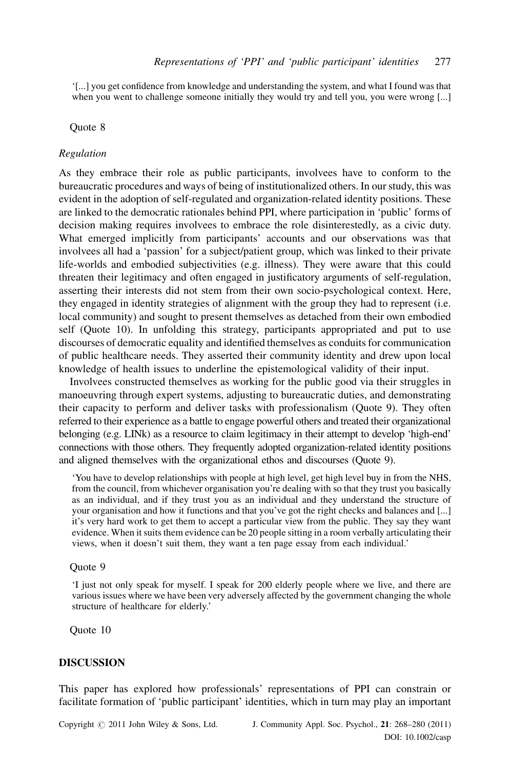'[...] you get confidence from knowledge and understanding the system, and what I found was that when you went to challenge someone initially they would try and tell you, you were wrong [...]

Quote 8

*Regulation*

As they embrace their role as public participants, involvees have to conform to the bureaucratic procedures and ways of being of institutionalized others. In our study, this was evident in the adoption of self-regulated and organization-related identity positions. These are linked to the democratic rationales behind PPI, where participation in 'public' forms of decision making requires involvees to embrace the role disinterestedly, as a civic duty. What emerged implicitly from participants' accounts and our observations was that involvees all had a 'passion' for a subject/patient group, which was linked to their private life-worlds and embodied subjectivities (e.g. illness). They were aware that this could threaten their legitimacy and often engaged in justificatory arguments of self-regulation, asserting their interests did not stem from their own socio-psychological context. Here, they engaged in identity strategies of alignment with the group they had to represent (i.e. local community) and sought to present themselves as detached from their own embodied self (Quote 10). In unfolding this strategy, participants appropriated and put to use discourses of democratic equality and identified themselves as conduits for communication of public healthcare needs. They asserted their community identity and drew upon local knowledge of health issues to underline the epistemological validity of their input.

Involvees constructed themselves as working for the public good via their struggles in manoeuvring through expert systems, adjusting to bureaucratic duties, and demonstrating their capacity to perform and deliver tasks with professionalism (Quote 9). They often referred to their experience as a battle to engage powerful others and treated their organizational belonging (e.g. LINk) as a resource to claim legitimacy in their attempt to develop 'high-end' connections with those others. They frequently adopted organization-related identity positions and aligned themselves with the organizational ethos and discourses (Quote 9).

'You have to develop relationships with people at high level, get high level buy in from the NHS, from the council, from whichever organisation you're dealing with so that they trust you basically as an individual, and if they trust you as an individual and they understand the structure of your organisation and how it functions and that you've got the right checks and balances and [...] it's very hard work to get them to accept a particular view from the public. They say they want evidence. When it suits them evidence can be 20 people sitting in a room verbally articulating their views, when it doesn't suit them, they want a ten page essay from each individual.'

Quote 9

'I just not only speak for myself. I speak for 200 elderly people where we live, and there are various issues where we have been very adversely affected by the government changing the whole structure of healthcare for elderly.'

Quote 10

## DISCUSSION

This paper has explored how professionals' representations of PPI can constrain or facilitate formation of 'public participant' identities, which in turn may play an important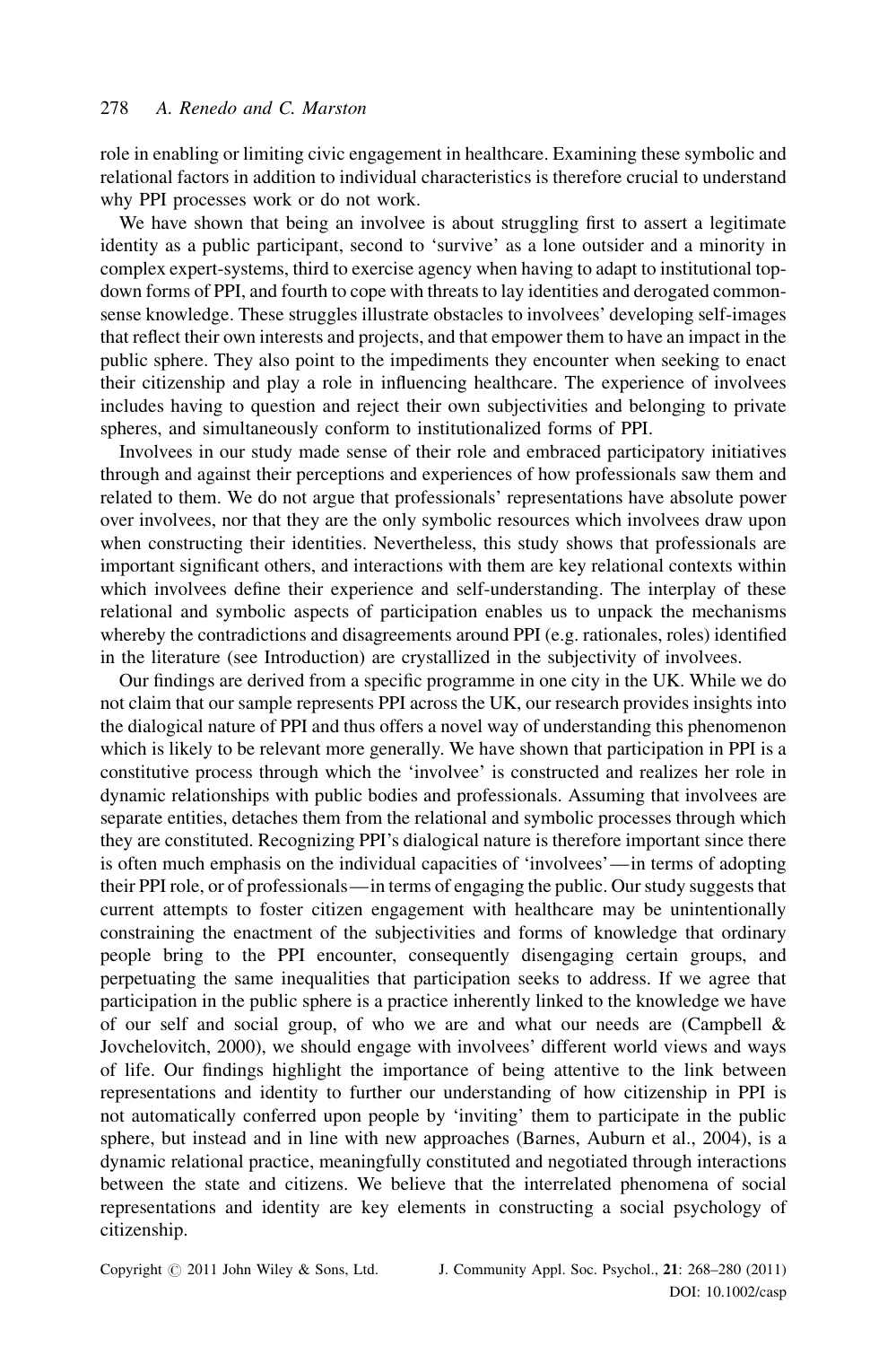role in enabling or limiting civic engagement in healthcare. Examining these symbolic and relational factors in addition to individual characteristics is therefore crucial to understand why PPI processes work or do not work.

We have shown that being an involvee is about struggling first to assert a legitimate identity as a public participant, second to 'survive' as a lone outsider and a minority in complex expert-systems, third to exercise agency when having to adapt to institutional top-down forms of PPI, and fourth to cope with threats to lay identities and derogated common-sense knowledge. These struggles illustrate obstacles to involvees' developing self-images that reflect their own interests and projects, and that empower them to have an impact in the public sphere. They also point to the impediments they encounter when seeking to enact their citizenship and play a role in influencing healthcare. The experience of involvees includes having to question and reject their own subjectivities and belonging to private spheres, and simultaneously conform to institutionalized forms of PPI.

Involvees in our study made sense of their role and embraced participatory initiatives through and against their perceptions and experiences of how professionals saw them and related to them. We do not argue that professionals' representations have absolute power over involvees, nor that they are the only symbolic resources which involvees draw upon when constructing their identities. Nevertheless, this study shows that professionals are important significant others, and interactions with them are key relational contexts within which involvees define their experience and self-understanding. The interplay of these relational and symbolic aspects of participation enables us to unpack the mechanisms whereby the contradictions and disagreements around PPI (e.g. rationales, roles) identified in the literature (see Introduction) are crystallized in the subjectivity of involvees.

Our findings are derived from a specific programme in one city in the UK. While we do not claim that our sample represents PPI across the UK, our research provides insights into the dialogical nature of PPI and thus offers a novel way of understanding this phenomenon which is likely to be relevant more generally. We have shown that participation in PPI is a constitutive process through which the 'involvee' is constructed and realizes her role in dynamic relationships with public bodies and professionals. Assuming that involvees are separate entities, detaches them from the relational and symbolic processes through which they are constituted. Recognizing PPI's dialogical nature is therefore important since there is often much emphasis on the individual capacities of 'involvees'—in terms of adopting their PPI role, or of professionals—in terms of engaging the public. Our study suggests that current attempts to foster citizen engagement with healthcare may be unintentionally constraining the enactment of the subjectivities and forms of knowledge that ordinary people bring to the PPI encounter, consequently disengaging certain groups, and perpetuating the same inequalities that participation seeks to address. If we agree that participation in the public sphere is a practice inherently linked to the knowledge we have of our self and social group, of who we are and what our needs are (Campbell & Jovchelovitch, 2000), we should engage with involvees' different world views and ways of life. Our findings highlight the importance of being attentive to the link between representations and identity to further our understanding of how citizenship in PPI is not automatically conferred upon people by 'inviting' them to participate in the public sphere, but instead and in line with new approaches (Barnes, Auburn et al., 2004), is a dynamic relational practice, meaningfully constituted and negotiated through interactions between the state and citizens. We believe that the interrelated phenomena of social representations and identity are key elements in constructing a social psychology of citizenship.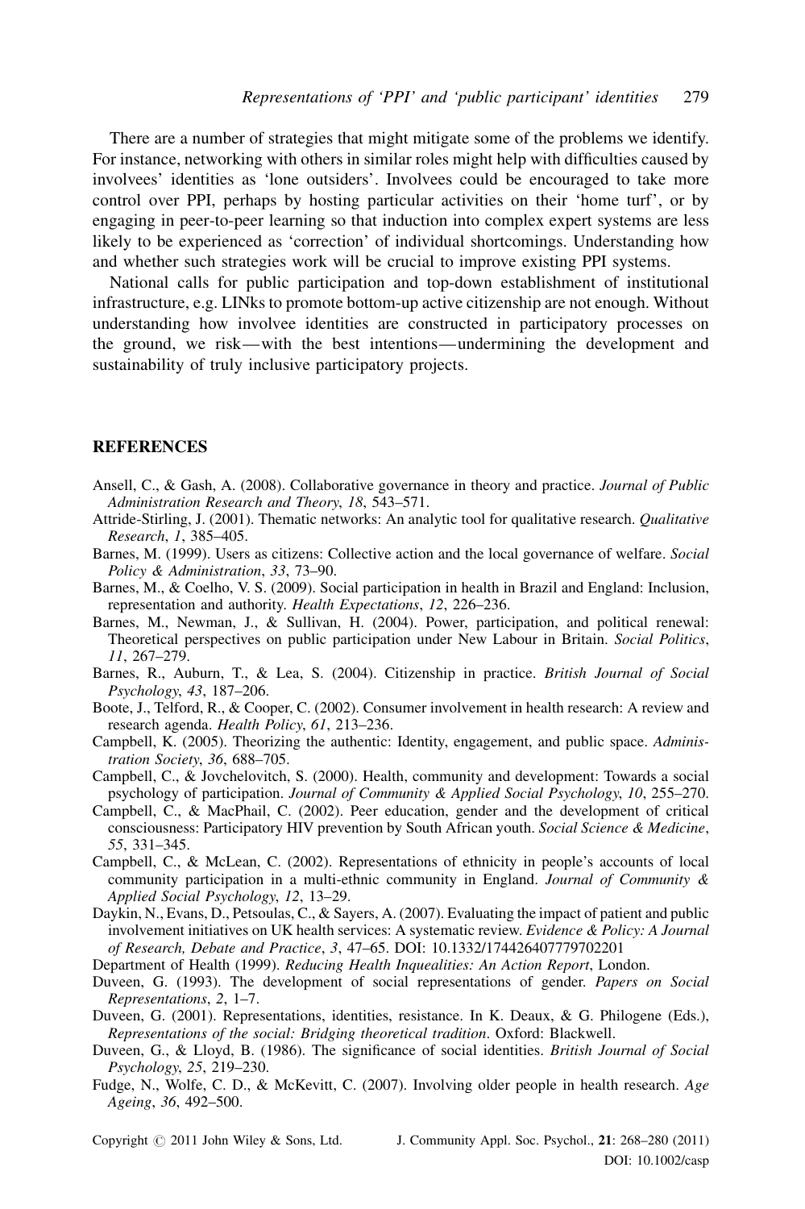There are a number of strategies that might mitigate some of the problems we identify. For instance, networking with others in similar roles might help with difficulties caused by involvees' identities as 'lone outsiders'. Involvees could be encouraged to take more control over PPI, perhaps by hosting particular activities on their 'home turf', or by engaging in peer-to-peer learning so that induction into complex expert systems are less likely to be experienced as 'correction' of individual shortcomings. Understanding how and whether such strategies work will be crucial to improve existing PPI systems.

National calls for public participation and top-down establishment of institutional infrastructure, e.g. LINks to promote bottom-up active citizenship are not enough. Without understanding how involvee identities are constructed in participatory processes on the ground, we risk—with the best intentions—undermining the development and sustainability of truly inclusive participatory projects.

## REFERENCES

Ansell, C., & Gash, A. (2008). Collaborative governance in theory and practice. *Journal of Public Administration Research and Theory*, *18*, 543–571.

Attride-Stirling, J. (2001). Thematic networks: An analytic tool for qualitative research. *Qualitative Research*, *1*, 385–405.

Barnes, M. (1999). Users as citizens: Collective action and the local governance of welfare. *Social Policy & Administration*, *33*, 73–90.

Barnes, M., & Coelho, V. S. (2009). Social participation in health in Brazil and England: Inclusion, representation and authority. *Health Expectations*, *12*, 226–236.

Barnes, M., Newman, J., & Sullivan, H. (2004). Power, participation, and political renewal: Theoretical perspectives on public participation under New Labour in Britain. *Social Politics*, *11*, 267–279.

Barnes, R., Auburn, T., & Lea, S. (2004). Citizenship in practice. *British Journal of Social Psychology*, *43*, 187–206.

Boote, J., Telford, R., & Cooper, C. (2002). Consumer involvement in health research: A review and research agenda. *Health Policy*, *61*, 213–236.

Campbell, K. (2005). Theorizing the authentic: Identity, engagement, and public space. *Administration Society*, *36*, 688–705.

Campbell, C., & Jovchelovitch, S. (2000). Health, community and development: Towards a social psychology of participation. *Journal of Community & Applied Social Psychology*, *10*, 255–270.

Campbell, C., & MacPhail, C. (2002). Peer education, gender and the development of critical consciousness: Participatory HIV prevention by South African youth. *Social Science & Medicine*, *55*, 331–345.

Campbell, C., & McLean, C. (2002). Representations of ethnicity in people's accounts of local community participation in a multi-ethnic community in England. *Journal of Community & Applied Social Psychology*, *12*, 13–29.

Daykin, N., Evans, D., Petsoulas, C., & Sayers, A. (2007). Evaluating the impact of patient and public involvement initiatives on UK health services: A systematic review. *Evidence & Policy: A Journal of Research, Debate and Practice*, *3*, 47–65. DOI: 10.1332/174426407779702201

Department of Health (1999). *Reducing Health Inquealities: An Action Report*, London.

Duveen, G. (1993). The development of social representations of gender. *Papers on Social Representations*, *2*, 1–7.

Duveen, G. (2001). Representations, identities, resistance. In K. Deaux, & G. Philogene (Eds.), *Representations of the social: Bridging theoretical tradition*. Oxford: Blackwell.

Duveen, G., & Lloyd, B. (1986). The significance of social identities. *British Journal of Social Psychology*, *25*, 219–230.

Fudge, N., Wolfe, C. D., & McKevitt, C. (2007). Involving older people in health research. *Age Ageing*, *36*, 492–500.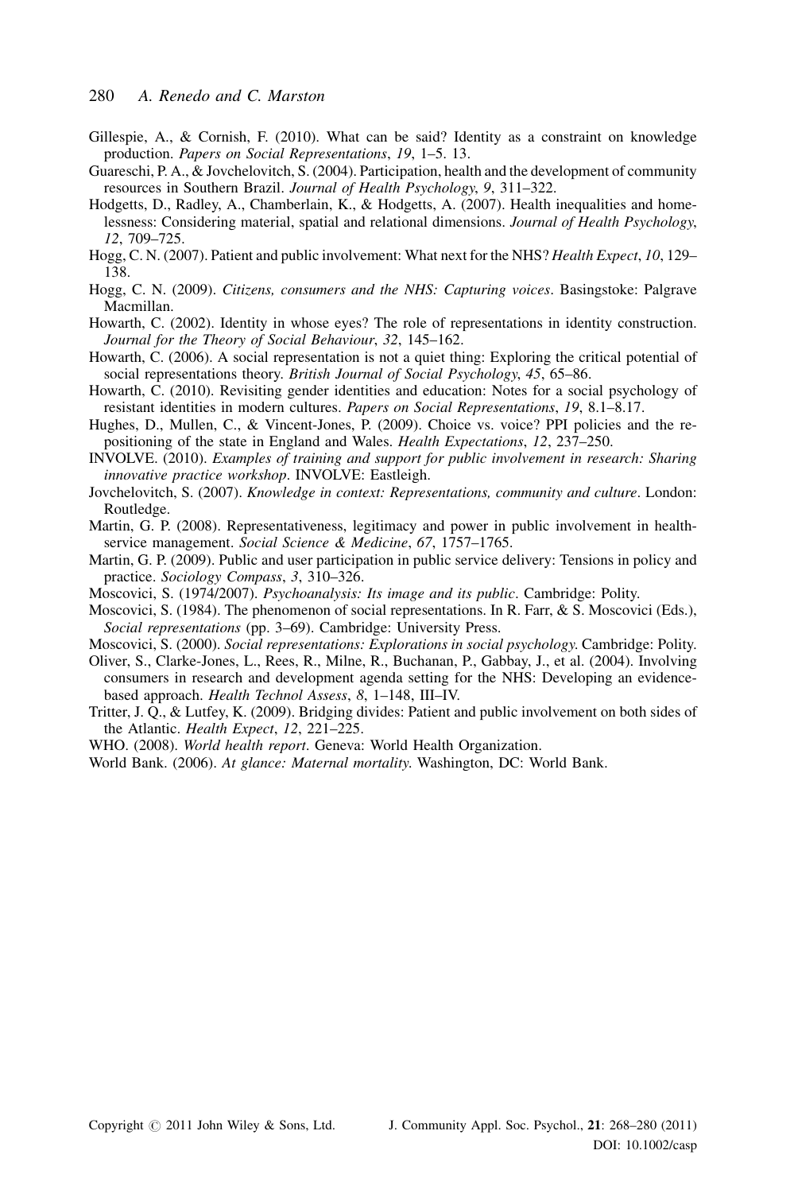Gillespie, A., & Cornish, F. (2010). What can be said? Identity as a constraint on knowledge production. *Papers on Social Representations*, *19*, 1–5. 13.

Guareschi, P. A., & Jovchelovitch, S. (2004). Participation, health and the development of community resources in Southern Brazil. *Journal of Health Psychology*, *9*, 311–322.

Hodgetts, D., Radley, A., Chamberlain, K., & Hodgetts, A. (2007). Health inequalities and homelessness: Considering material, spatial and relational dimensions. *Journal of Health Psychology*, *12*, 709–725.

Hogg, C. N. (2007). Patient and public involvement: What next for the NHS? *Health Expect*, *10*, 129–138.

Hogg, C. N. (2009). *Citizens, consumers and the NHS: Capturing voices*. Basingstoke: Palgrave Macmillan.

Howarth, C. (2002). Identity in whose eyes? The role of representations in identity construction. *Journal for the Theory of Social Behaviour*, *32*, 145–162.

Howarth, C. (2006). A social representation is not a quiet thing: Exploring the critical potential of social representations theory. *British Journal of Social Psychology*, *45*, 65–86.

Howarth, C. (2010). Revisiting gender identities and education: Notes for a social psychology of resistant identities in modern cultures. *Papers on Social Representations*, *19*, 8.1–8.17.

Hughes, D., Mullen, C., & Vincent-Jones, P. (2009). Choice vs. voice? PPI policies and the re-positioning of the state in England and Wales. *Health Expectations*, *12*, 237–250.

INVOLVE. (2010). *Examples of training and support for public involvement in research: Sharing innovative practice workshop*. INVOLVE: Eastleigh.

Jovchelovitch, S. (2007). *Knowledge in context: Representations, community and culture*. London: Routledge.

Martin, G. P. (2008). Representativeness, legitimacy and power in public involvement in health-service management. *Social Science & Medicine*, *67*, 1757–1765.

Martin, G. P. (2009). Public and user participation in public service delivery: Tensions in policy and practice. *Sociology Compass*, *3*, 310–326.

Moscovici, S. (1974/2007). *Psychoanalysis: Its image and its public*. Cambridge: Polity.

Moscovici, S. (1984). The phenomenon of social representations. In R. Farr, & S. Moscovici (Eds.), *Social representations* (pp. 3–69). Cambridge: University Press.

Moscovici, S. (2000). *Social representations: Explorations in social psychology*. Cambridge: Polity.

Oliver, S., Clarke-Jones, L., Rees, R., Milne, R., Buchanan, P., Gabbay, J., et al. (2004). Involving consumers in research and development agenda setting for the NHS: Developing an evidence-based approach. *Health Technol Assess*, *8*, 1–148, III–IV.

Tritter, J. Q., & Lutfey, K. (2009). Bridging divides: Patient and public involvement on both sides of the Atlantic. *Health Expect*, *12*, 221–225.

WHO. (2008). *World health report*. Geneva: World Health Organization.

World Bank. (2006). *At glance: Maternal mortality.* Washington, DC: World Bank.